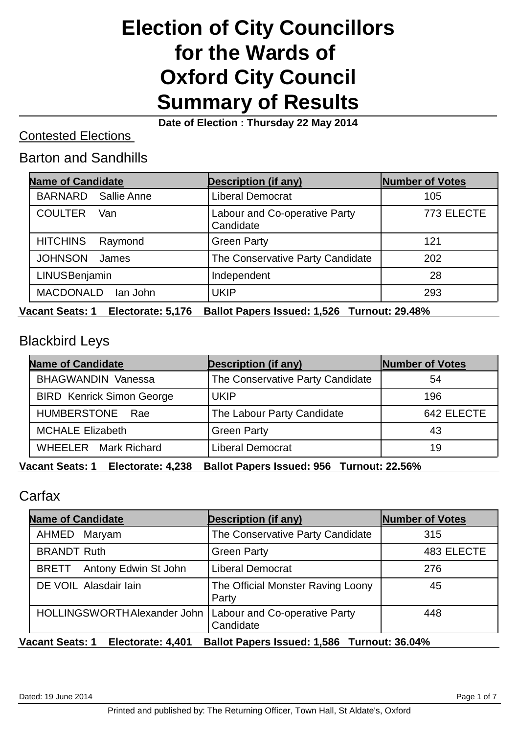# Election of City Councillors for the Wards of Oxford City Council Summary of Results

**Date of Election : Thursday 22 May 2014**

## Contested Elections

### Barton and Sandhills

| Name of Candidate | Description (if any) | Number of Votes |
|---|---|---|
| BARNARD Sallie Anne | Liberal Democrat | 105 |
| COULTER Van | Labour and Co-operative Party Candidate | 773 ELECTE |
| HITCHINS Raymond | Green Party | 121 |
| JOHNSON James | The Conservative Party Candidate | 202 |
| LINUS Benjamin | Independent | 28 |
| MACDONALD Ian John | UKIP | 293 |

**Vacant Seats: 1 Electorate: 5,176 Ballot Papers Issued: 1,526 Turnout: 29.48%**

### Blackbird Leys

| Name of Candidate | Description (if any) | Number of Votes |
|---|---|---|
| BHAGWANDIN Vanessa | The Conservative Party Candidate | 54 |
| BIRD Kenrick Simon George | UKIP | 196 |
| HUMBERSTONE Rae | The Labour Party Candidate | 642 ELECTE |
| MCHALE Elizabeth | Green Party | 43 |
| WHEELER Mark Richard | Liberal Democrat | 19 |

**Vacant Seats: 1 Electorate: 4,238 Ballot Papers Issued: 956 Turnout: 22.56%**

### Carfax

| Name of Candidate | Description (if any) | Number of Votes |
|---|---|---|
| AHMED Maryam | The Conservative Party Candidate | 315 |
| BRANDT Ruth | Green Party | 483 ELECTE |
| BRETT Antony Edwin St John | Liberal Democrat | 276 |
| DE VOIL Alasdair Iain | The Official Monster Raving Loony Party | 45 |
| HOLLINGSWORTH Alexander John | Labour and Co-operative Party Candidate | 448 |

**Vacant Seats: 1 Electorate: 4,401 Ballot Papers Issued: 1,586 Turnout: 36.04%**

Dated: 19 June 2014

Printed and published by: The Returning Officer, Town Hall, St Aldate's, Oxford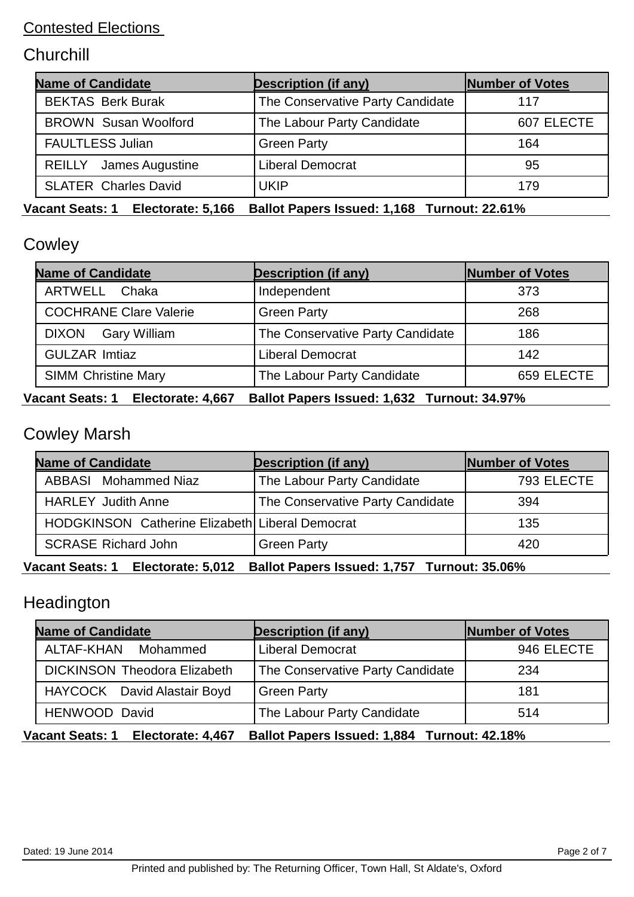## Contested Elections

### Churchill

| Name of Candidate | Description (if any) | Number of Votes |
|---|---|---|
| BEKTAS Berk Burak | The Conservative Party Candidate | 117 |
| BROWN Susan Woolford | The Labour Party Candidate | 607 ELECTE |
| FAULTLESS Julian | Green Party | 164 |
| REILLY James Augustine | Liberal Democrat | 95 |
| SLATER Charles David | UKIP | 179 |

**Vacant Seats: 1 Electorate: 5,166 Ballot Papers Issued: 1,168 Turnout: 22.61%**

### Cowley

| Name of Candidate | Description (if any) | Number of Votes |
|---|---|---|
| ARTWELL Chaka | Independent | 373 |
| COCHRANE Clare Valerie | Green Party | 268 |
| DIXON Gary William | The Conservative Party Candidate | 186 |
| GULZAR Imtiaz | Liberal Democrat | 142 |
| SIMM Christine Mary | The Labour Party Candidate | 659 ELECTE |

**Vacant Seats: 1 Electorate: 4,667 Ballot Papers Issued: 1,632 Turnout: 34.97%**

### Cowley Marsh

| Name of Candidate | Description (if any) | Number of Votes |
|---|---|---|
| ABBASI Mohammed Niaz | The Labour Party Candidate | 793 ELECTE |
| HARLEY Judith Anne | The Conservative Party Candidate | 394 |
| HODGKINSON Catherine Elizabeth | Liberal Democrat | 135 |
| SCRASE Richard John | Green Party | 420 |

**Vacant Seats: 1 Electorate: 5,012 Ballot Papers Issued: 1,757 Turnout: 35.06%**

### Headington

| Name of Candidate | Description (if any) | Number of Votes |
|---|---|---|
| ALTAF-KHAN Mohammed | Liberal Democrat | 946 ELECTE |
| DICKINSON Theodora Elizabeth | The Conservative Party Candidate | 234 |
| HAYCOCK David Alastair Boyd | Green Party | 181 |
| HENWOOD David | The Labour Party Candidate | 514 |

**Vacant Seats: 1 Electorate: 4,467 Ballot Papers Issued: 1,884 Turnout: 42.18%**

Dated: 19 June 2014

Printed and published by: The Returning Officer, Town Hall, St Aldate's, Oxford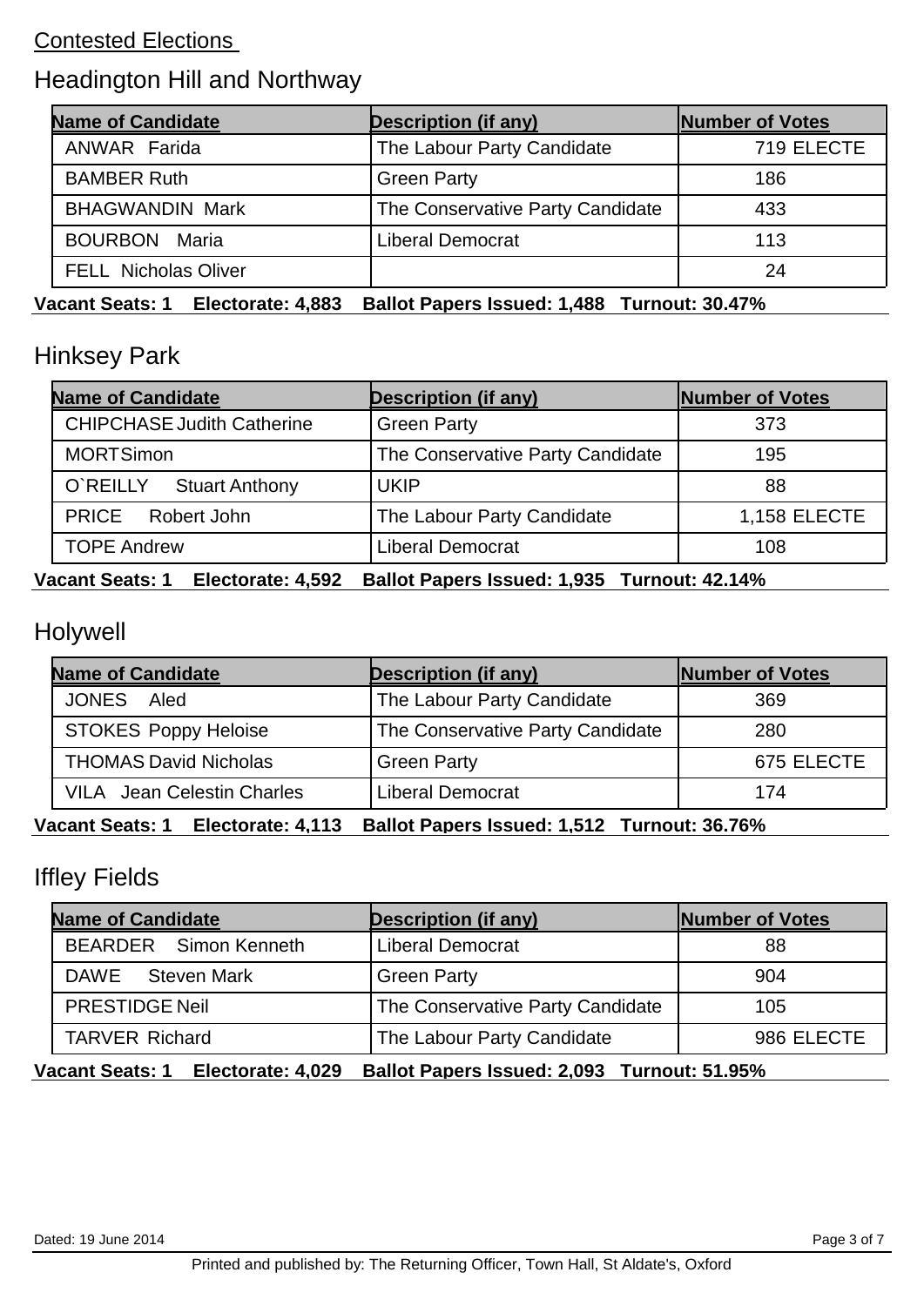Contested Elections

## Headington Hill and Northway

| Name of Candidate | Description (if any) | Number of Votes |
|---|---|---|
| ANWAR Farida | The Labour Party Candidate | 719 ELECTE |
| BAMBER Ruth | Green Party | 186 |
| BHAGWANDIN Mark | The Conservative Party Candidate | 433 |
| BOURBON Maria | Liberal Democrat | 113 |
| FELL Nicholas Oliver | | 24 |

**Vacant Seats: 1 Electorate: 4,883 Ballot Papers Issued: 1,488 Turnout: 30.47%**

## Hinksey Park

| Name of Candidate | Description (if any) | Number of Votes |
|---|---|---|
| CHIPCHASE Judith Catherine | Green Party | 373 |
| MORT Simon | The Conservative Party Candidate | 195 |
| O`REILLY Stuart Anthony | UKIP | 88 |
| PRICE Robert John | The Labour Party Candidate | 1,158 ELECTE |
| TOPE Andrew | Liberal Democrat | 108 |

**Vacant Seats: 1 Electorate: 4,592 Ballot Papers Issued: 1,935 Turnout: 42.14%**

## Holywell

| Name of Candidate | Description (if any) | Number of Votes |
|---|---|---|
| JONES Aled | The Labour Party Candidate | 369 |
| STOKES Poppy Heloise | The Conservative Party Candidate | 280 |
| THOMAS David Nicholas | Green Party | 675 ELECTE |
| VILA Jean Celestin Charles | Liberal Democrat | 174 |

**Vacant Seats: 1 Electorate: 4,113 Ballot Papers Issued: 1,512 Turnout: 36.76%**

## Iffley Fields

| Name of Candidate | Description (if any) | Number of Votes |
|---|---|---|
| BEARDER Simon Kenneth | Liberal Democrat | 88 |
| DAWE Steven Mark | Green Party | 904 |
| PRESTIDGE Neil | The Conservative Party Candidate | 105 |
| TARVER Richard | The Labour Party Candidate | 986 ELECTE |

**Vacant Seats: 1 Electorate: 4,029 Ballot Papers Issued: 2,093 Turnout: 51.95%**

Dated: 19 June 2014

Printed and published by: The Returning Officer, Town Hall, St Aldate's, Oxford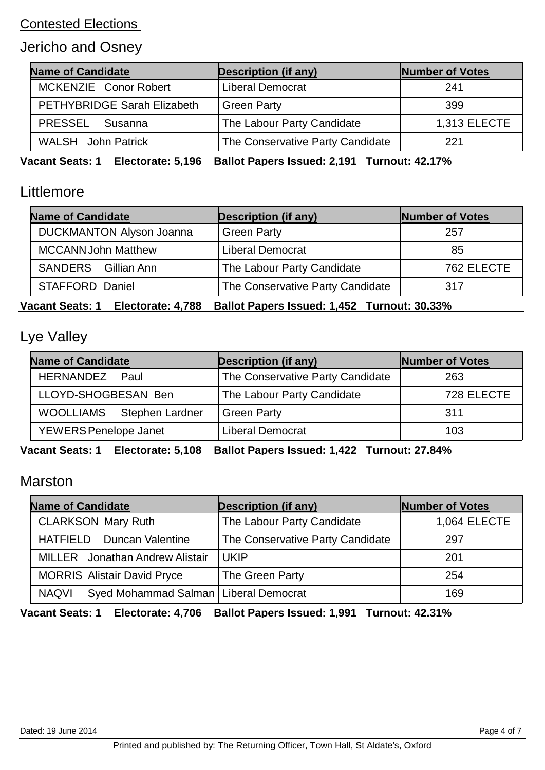Contested Elections

## Jericho and Osney

| Name of Candidate | Description (if any) | Number of Votes |
|---|---|---|
| MCKENZIE Conor Robert | Liberal Democrat | 241 |
| PETHYBRIDGE Sarah Elizabeth | Green Party | 399 |
| PRESSEL Susanna | The Labour Party Candidate | 1,313 ELECTE |
| WALSH John Patrick | The Conservative Party Candidate | 221 |

**Vacant Seats: 1 Electorate: 5,196 Ballot Papers Issued: 2,191 Turnout: 42.17%**

## Littlemore

| Name of Candidate | Description (if any) | Number of Votes |
|---|---|---|
| DUCKMANTON Alyson Joanna | Green Party | 257 |
| MCCANN John Matthew | Liberal Democrat | 85 |
| SANDERS Gillian Ann | The Labour Party Candidate | 762 ELECTE |
| STAFFORD Daniel | The Conservative Party Candidate | 317 |

**Vacant Seats: 1 Electorate: 4,788 Ballot Papers Issued: 1,452 Turnout: 30.33%**

## Lye Valley

| Name of Candidate | Description (if any) | Number of Votes |
|---|---|---|
| HERNANDEZ Paul | The Conservative Party Candidate | 263 |
| LLOYD-SHOGBESAN Ben | The Labour Party Candidate | 728 ELECTE |
| WOOLLIAMS Stephen Lardner | Green Party | 311 |
| YEWERS Penelope Janet | Liberal Democrat | 103 |

**Vacant Seats: 1 Electorate: 5,108 Ballot Papers Issued: 1,422 Turnout: 27.84%**

## Marston

| Name of Candidate | Description (if any) | Number of Votes |
|---|---|---|
| CLARKSON Mary Ruth | The Labour Party Candidate | 1,064 ELECTE |
| HATFIELD Duncan Valentine | The Conservative Party Candidate | 297 |
| MILLER Jonathan Andrew Alistair | UKIP | 201 |
| MORRIS Alistair David Pryce | The Green Party | 254 |
| NAQVI Syed Mohammad Salman | Liberal Democrat | 169 |

**Vacant Seats: 1 Electorate: 4,706 Ballot Papers Issued: 1,991 Turnout: 42.31%**

Dated: 19 June 2014

Printed and published by: The Returning Officer, Town Hall, St Aldate's, Oxford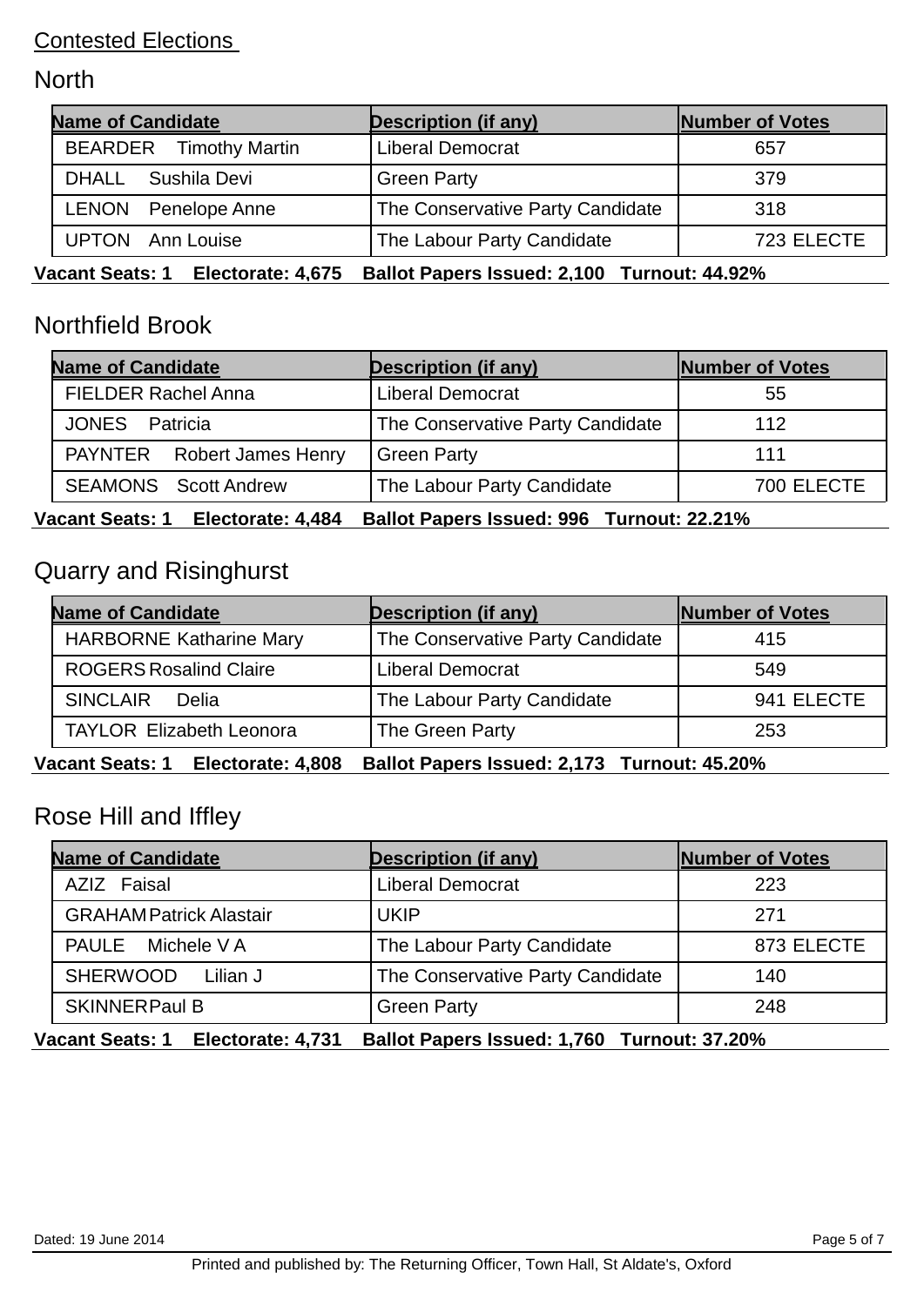Contested Elections

## North

| Name of Candidate | Description (if any) | Number of Votes |
|---|---|---|
| BEARDER Timothy Martin | Liberal Democrat | 657 |
| DHALL Sushila Devi | Green Party | 379 |
| LENON Penelope Anne | The Conservative Party Candidate | 318 |
| UPTON Ann Louise | The Labour Party Candidate | 723 ELECTE |

**Vacant Seats: 1 Electorate: 4,675 Ballot Papers Issued: 2,100 Turnout: 44.92%**

## Northfield Brook

| Name of Candidate | Description (if any) | Number of Votes |
|---|---|---|
| FIELDER Rachel Anna | Liberal Democrat | 55 |
| JONES Patricia | The Conservative Party Candidate | 112 |
| PAYNTER Robert James Henry | Green Party | 111 |
| SEAMONS Scott Andrew | The Labour Party Candidate | 700 ELECTE |

**Vacant Seats: 1 Electorate: 4,484 Ballot Papers Issued: 996 Turnout: 22.21%**

## Quarry and Risinghurst

| Name of Candidate | Description (if any) | Number of Votes |
|---|---|---|
| HARBORNE Katharine Mary | The Conservative Party Candidate | 415 |
| ROGERS Rosalind Claire | Liberal Democrat | 549 |
| SINCLAIR Delia | The Labour Party Candidate | 941 ELECTE |
| TAYLOR Elizabeth Leonora | The Green Party | 253 |

**Vacant Seats: 1 Electorate: 4,808 Ballot Papers Issued: 2,173 Turnout: 45.20%**

## Rose Hill and Iffley

| Name of Candidate | Description (if any) | Number of Votes |
|---|---|---|
| AZIZ Faisal | Liberal Democrat | 223 |
| GRAHAM Patrick Alastair | UKIP | 271 |
| PAULE Michele V A | The Labour Party Candidate | 873 ELECTE |
| SHERWOOD Lilian J | The Conservative Party Candidate | 140 |
| SKINNER Paul B | Green Party | 248 |

**Vacant Seats: 1 Electorate: 4,731 Ballot Papers Issued: 1,760 Turnout: 37.20%**

Dated: 19 June 2014

Printed and published by: The Returning Officer, Town Hall, St Aldate's, Oxford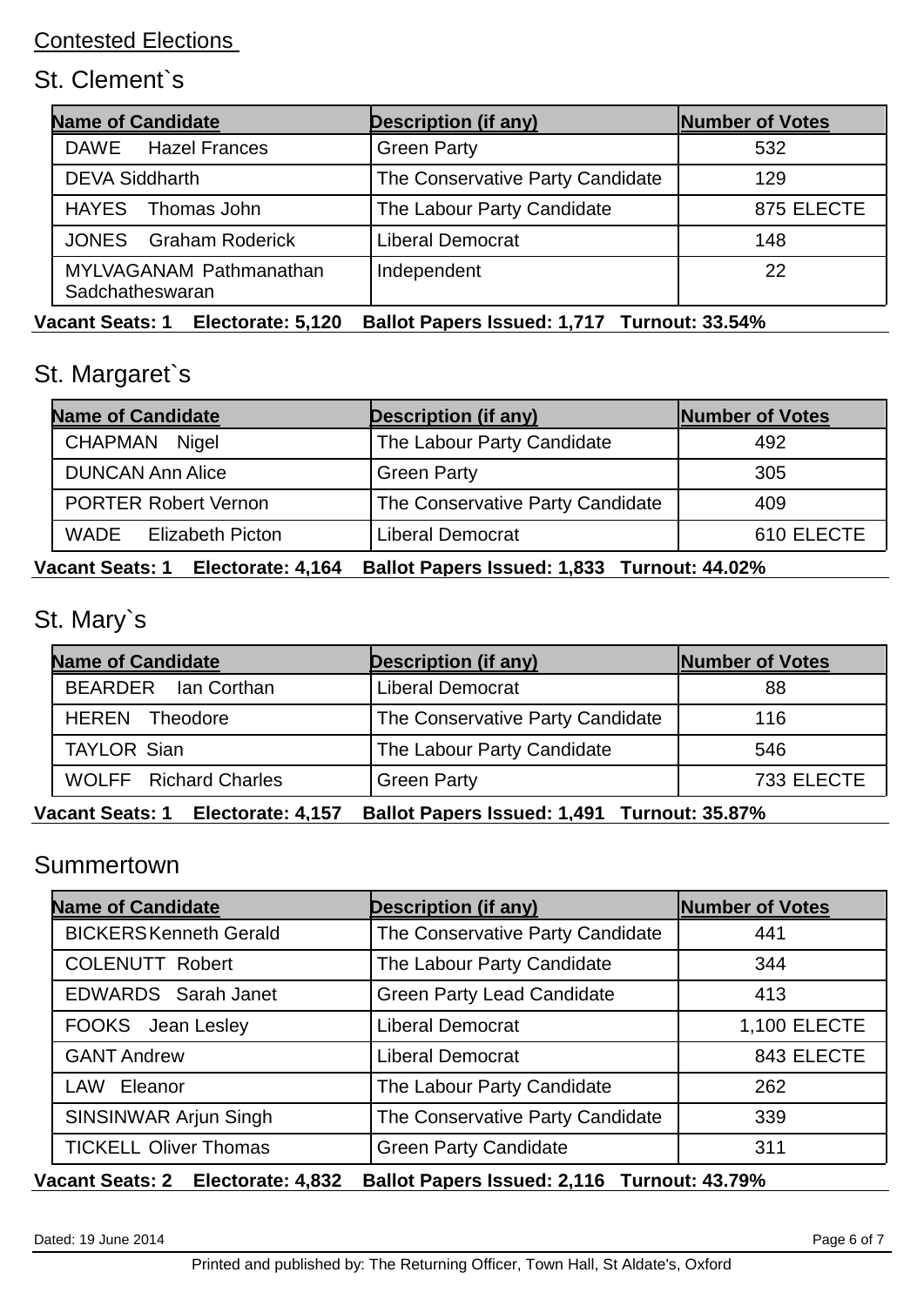Contested Elections

## St. Clement`s

| Name of Candidate | Description (if any) | Number of Votes |
|---|---|---|
| DAWE Hazel Frances | Green Party | 532 |
| DEVA Siddharth | The Conservative Party Candidate | 129 |
| HAYES Thomas John | The Labour Party Candidate | 875 ELECTE |
| JONES Graham Roderick | Liberal Democrat | 148 |
| MYLVAGANAM Pathmanathan Sadchatheswaran | Independent | 22 |

**Vacant Seats: 1 Electorate: 5,120 Ballot Papers Issued: 1,717 Turnout: 33.54%**

## St. Margaret`s

| Name of Candidate | Description (if any) | Number of Votes |
|---|---|---|
| CHAPMAN Nigel | The Labour Party Candidate | 492 |
| DUNCAN Ann Alice | Green Party | 305 |
| PORTER Robert Vernon | The Conservative Party Candidate | 409 |
| WADE Elizabeth Picton | Liberal Democrat | 610 ELECTE |

**Vacant Seats: 1 Electorate: 4,164 Ballot Papers Issued: 1,833 Turnout: 44.02%**

## St. Mary`s

| Name of Candidate | Description (if any) | Number of Votes |
|---|---|---|
| BEARDER Ian Corthan | Liberal Democrat | 88 |
| HEREN Theodore | The Conservative Party Candidate | 116 |
| TAYLOR Sian | The Labour Party Candidate | 546 |
| WOLFF Richard Charles | Green Party | 733 ELECTE |

**Vacant Seats: 1 Electorate: 4,157 Ballot Papers Issued: 1,491 Turnout: 35.87%**

## Summertown

| Name of Candidate | Description (if any) | Number of Votes |
|---|---|---|
| BICKERS Kenneth Gerald | The Conservative Party Candidate | 441 |
| COLENUTT Robert | The Labour Party Candidate | 344 |
| EDWARDS Sarah Janet | Green Party Lead Candidate | 413 |
| FOOKS Jean Lesley | Liberal Democrat | 1,100 ELECTE |
| GANT Andrew | Liberal Democrat | 843 ELECTE |
| LAW Eleanor | The Labour Party Candidate | 262 |
| SINSINWAR Arjun Singh | The Conservative Party Candidate | 339 |
| TICKELL Oliver Thomas | Green Party Candidate | 311 |

**Vacant Seats: 2 Electorate: 4,832 Ballot Papers Issued: 2,116 Turnout: 43.79%**

Dated: 19 June 2014

Printed and published by: The Returning Officer, Town Hall, St Aldate's, Oxford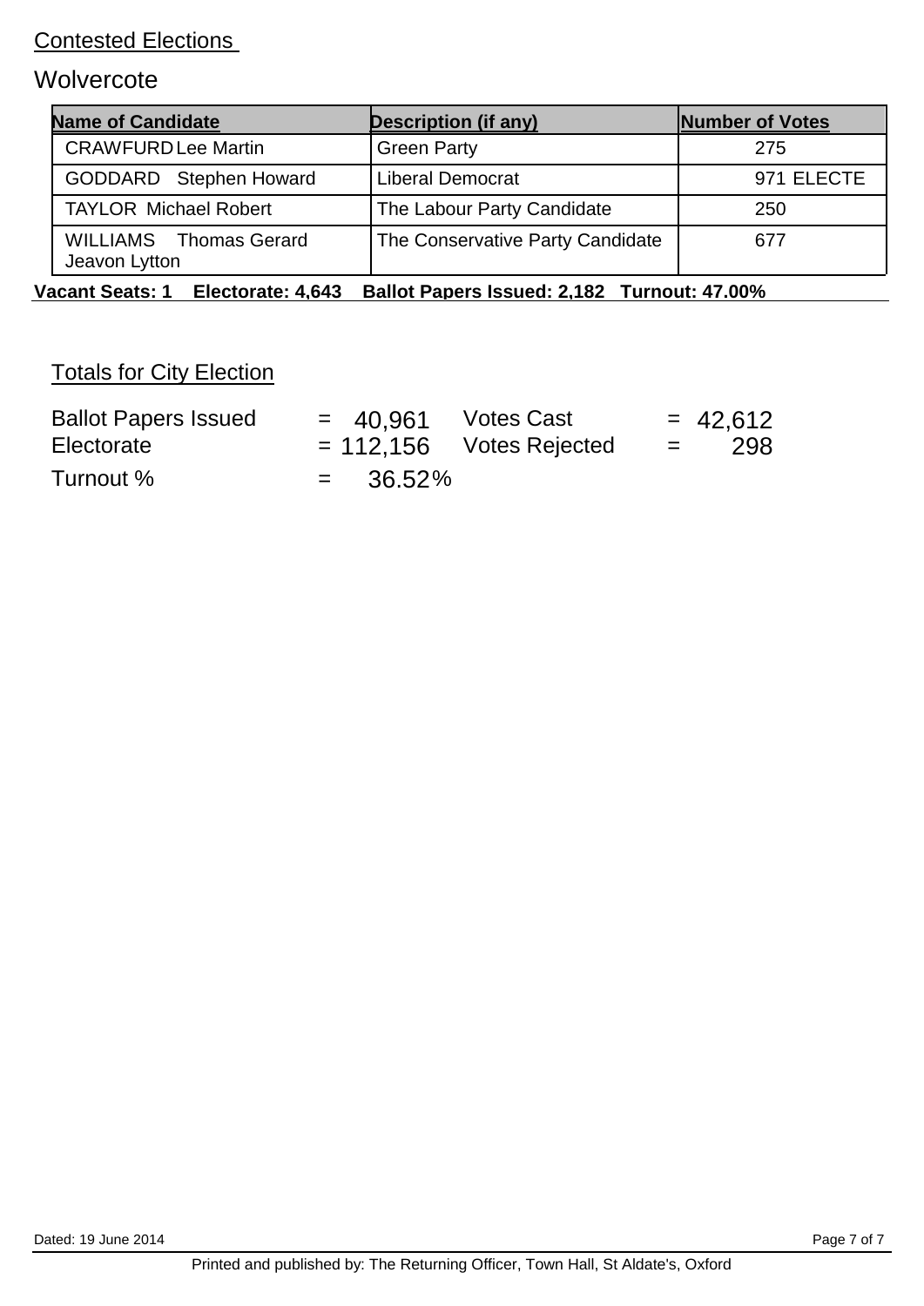Contested Elections

## Wolvercote

| Name of Candidate | Description (if any) | Number of Votes |
|---|---|---|
| CRAWFURD Lee Martin | Green Party | 275 |
| GODDARD Stephen Howard | Liberal Democrat | 971 ELECTE |
| TAYLOR Michael Robert | The Labour Party Candidate | 250 |
| WILLIAMS Thomas Gerard Jeavon Lytton | The Conservative Party Candidate | 677 |

**Vacant Seats: 1 Electorate: 4,643 Ballot Papers Issued: 2,182 Turnout: 47.00%**

## Totals for City Election

| | | | |
|---|---|---|---|
| Ballot Papers Issued | = 40,961 | Votes Cast | = 42,612 |
| Electorate | = 112,156 | Votes Rejected | = 298 |
| Turnout % | = 36.52% | | |

Dated: 19 June 2014

Printed and published by: The Returning Officer, Town Hall, St Aldate's, Oxford